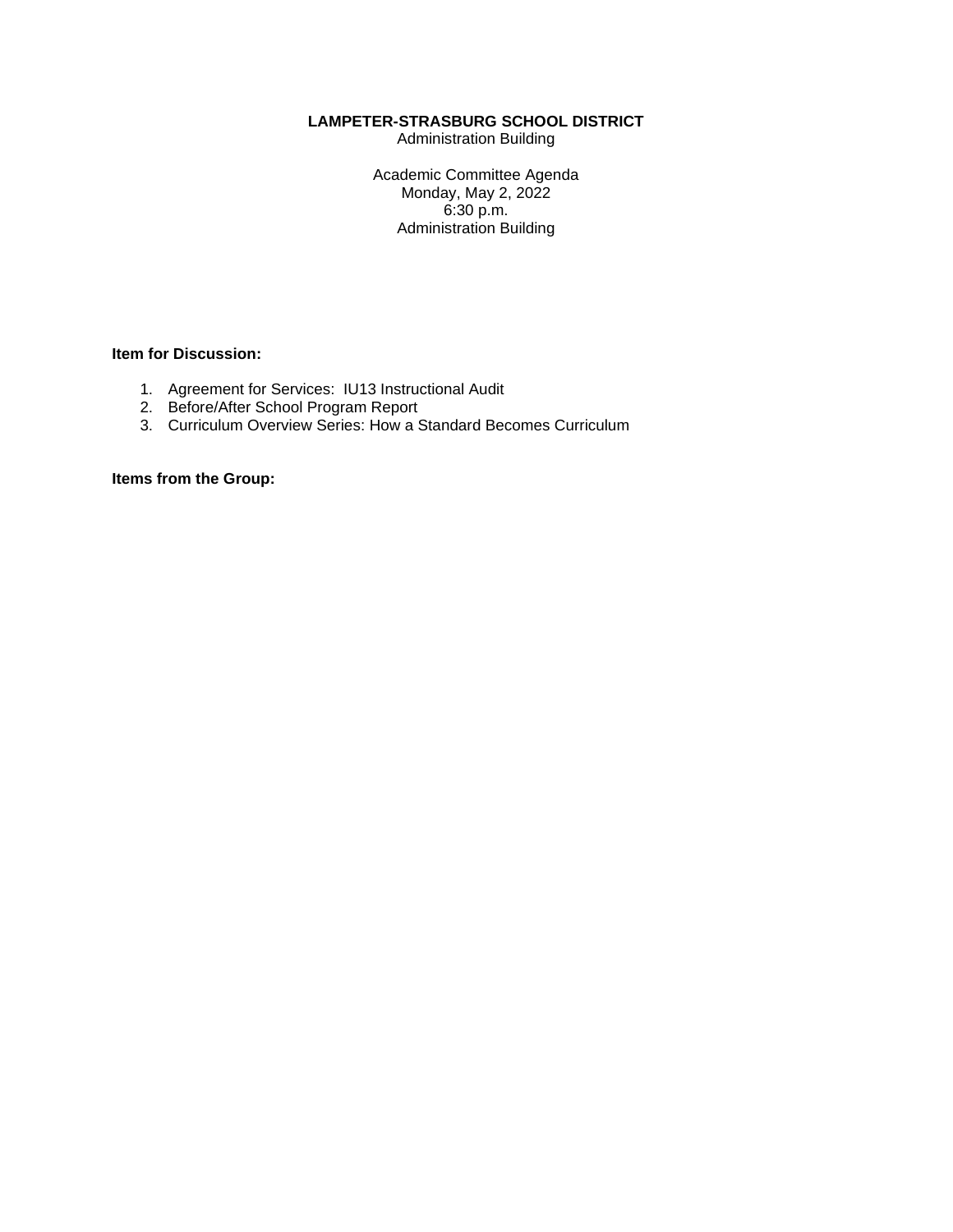**LAMPETER-STRASBURG SCHOOL DISTRICT**
Administration Building

Academic Committee Agenda
Monday, May 2, 2022
6:30 p.m.
Administration Building

**Item for Discussion:**

1. Agreement for Services: IU13 Instructional Audit
2. Before/After School Program Report
3. Curriculum Overview Series: How a Standard Becomes Curriculum

**Items from the Group:**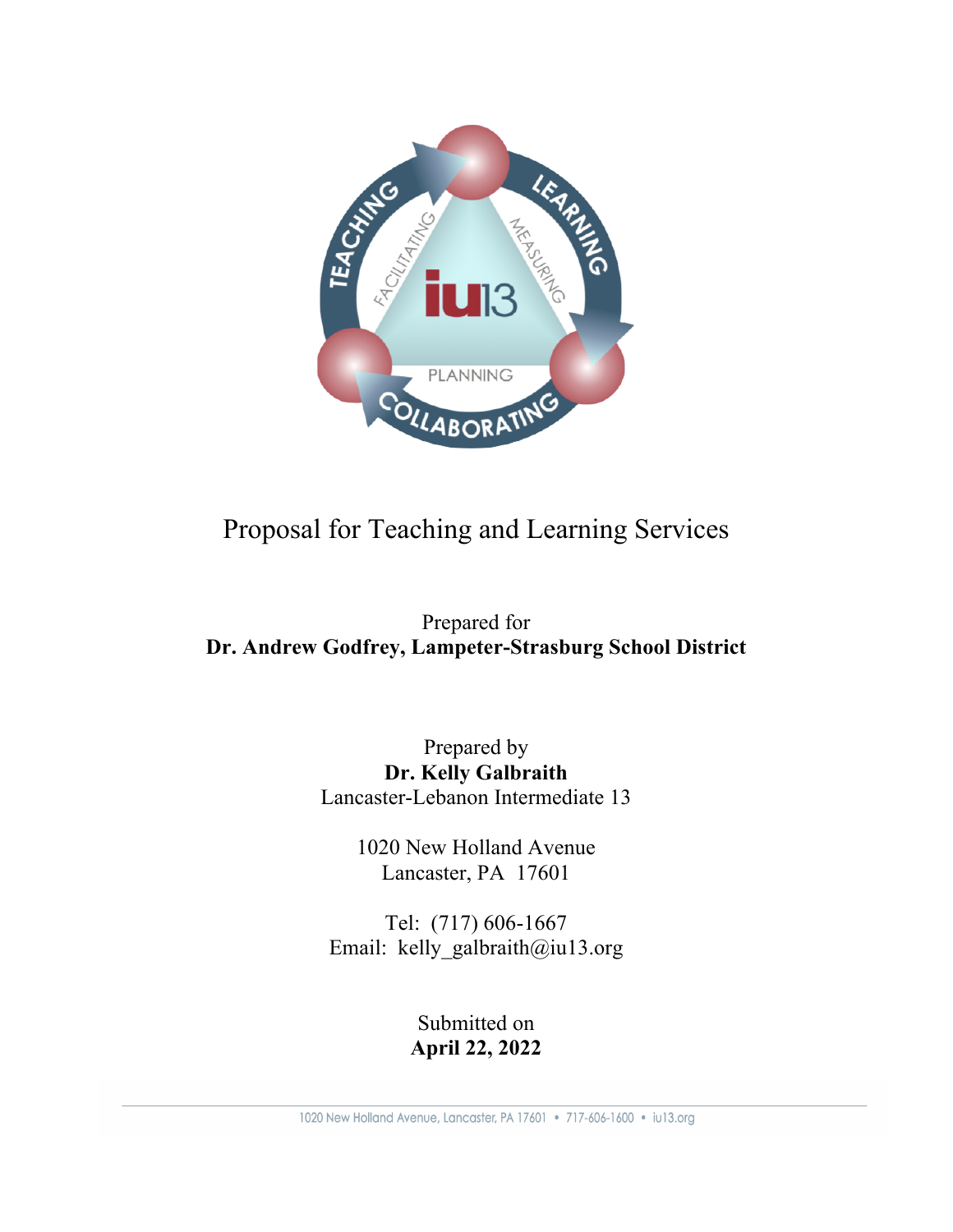# Proposal for Teaching and Learning Services

Prepared for
**Dr. Andrew Godfrey, Lampeter-Strasburg School District**

Prepared by
**Dr. Kelly Galbraith**
Lancaster-Lebanon Intermediate 13

1020 New Holland Avenue
Lancaster, PA 17601

Tel: (717) 606-1667
Email: kelly_galbraith@iu13.org

Submitted on
**April 22, 2022**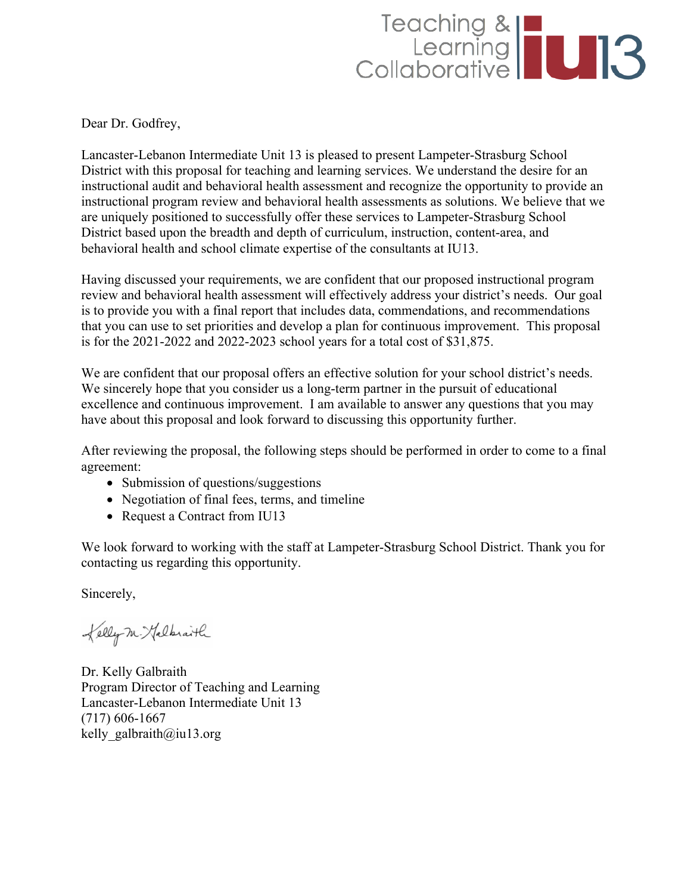Dear Dr. Godfrey,

Lancaster-Lebanon Intermediate Unit 13 is pleased to present Lampeter-Strasburg School District with this proposal for teaching and learning services. We understand the desire for an instructional audit and behavioral health assessment and recognize the opportunity to provide an instructional program review and behavioral health assessments as solutions. We believe that we are uniquely positioned to successfully offer these services to Lampeter-Strasburg School District based upon the breadth and depth of curriculum, instruction, content-area, and behavioral health and school climate expertise of the consultants at IU13.

Having discussed your requirements, we are confident that our proposed instructional program review and behavioral health assessment will effectively address your district's needs. Our goal is to provide you with a final report that includes data, commendations, and recommendations that you can use to set priorities and develop a plan for continuous improvement. This proposal is for the 2021-2022 and 2022-2023 school years for a total cost of $31,875.

We are confident that our proposal offers an effective solution for your school district's needs. We sincerely hope that you consider us a long-term partner in the pursuit of educational excellence and continuous improvement. I am available to answer any questions that you may have about this proposal and look forward to discussing this opportunity further.

After reviewing the proposal, the following steps should be performed in order to come to a final agreement:

- Submission of questions/suggestions
- Negotiation of final fees, terms, and timeline
- Request a Contract from IU13

We look forward to working with the staff at Lampeter-Strasburg School District. Thank you for contacting us regarding this opportunity.

Sincerely,

Kelly M. Galbraith

Dr. Kelly Galbraith
Program Director of Teaching and Learning
Lancaster-Lebanon Intermediate Unit 13
(717) 606-1667
kelly_galbraith@iu13.org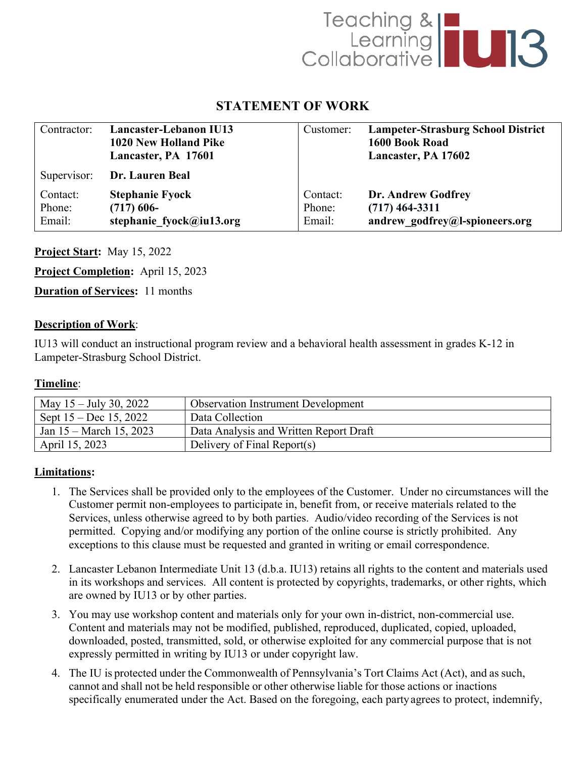Teaching & Learning Collaborative iu13

# STATEMENT OF WORK

| | | | |
|---|---|---|---|
| Contractor: | **Lancaster-Lebanon IU13**<br>**1020 New Holland Pike**<br>**Lancaster, PA 17601** | Customer: | **Lampeter-Strasburg School District**<br>**1600 Book Road**<br>**Lancaster, PA 17602** |
| Supervisor: | **Dr. Lauren Beal** | | |
| Contact:<br>Phone:<br>Email: | **Stephanie Fyock**<br>**(717) 606-**<br>**stephanie_fyock@iu13.org** | Contact:<br>Phone:<br>Email: | **Dr. Andrew Godfrey**<br>**(717) 464-3311**<br>**andrew_godfrey@l-spioneers.org** |

**Project Start:** May 15, 2022

**Project Completion:** April 15, 2023

**Duration of Services:** 11 months

**Description of Work**:

IU13 will conduct an instructional program review and a behavioral health assessment in grades K-12 in Lampeter-Strasburg School District.

**Timeline**:

| | |
|---|---|
| May 15 – July 30, 2022 | Observation Instrument Development |
| Sept 15 – Dec 15, 2022 | Data Collection |
| Jan 15 – March 15, 2023 | Data Analysis and Written Report Draft |
| April 15, 2023 | Delivery of Final Report(s) |

**Limitations:**

1. The Services shall be provided only to the employees of the Customer. Under no circumstances will the Customer permit non-employees to participate in, benefit from, or receive materials related to the Services, unless otherwise agreed to by both parties. Audio/video recording of the Services is not permitted. Copying and/or modifying any portion of the online course is strictly prohibited. Any exceptions to this clause must be requested and granted in writing or email correspondence.

2. Lancaster Lebanon Intermediate Unit 13 (d.b.a. IU13) retains all rights to the content and materials used in its workshops and services. All content is protected by copyrights, trademarks, or other rights, which are owned by IU13 or by other parties.

3. You may use workshop content and materials only for your own in-district, non-commercial use. Content and materials may not be modified, published, reproduced, duplicated, copied, uploaded, downloaded, posted, transmitted, sold, or otherwise exploited for any commercial purpose that is not expressly permitted in writing by IU13 or under copyright law.

4. The IU is protected under the Commonwealth of Pennsylvania's Tort Claims Act (Act), and as such, cannot and shall not be held responsible or other otherwise liable for those actions or inactions specifically enumerated under the Act. Based on the foregoing, each party agrees to protect, indemnify,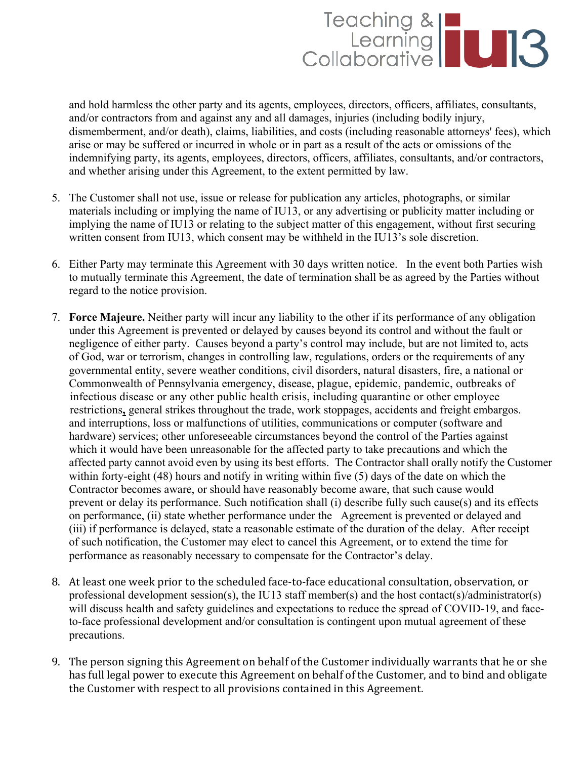and hold harmless the other party and its agents, employees, directors, officers, affiliates, consultants, and/or contractors from and against any and all damages, injuries (including bodily injury, dismemberment, and/or death), claims, liabilities, and costs (including reasonable attorneys' fees), which arise or may be suffered or incurred in whole or in part as a result of the acts or omissions of the indemnifying party, its agents, employees, directors, officers, affiliates, consultants, and/or contractors, and whether arising under this Agreement, to the extent permitted by law.

5. The Customer shall not use, issue or release for publication any articles, photographs, or similar materials including or implying the name of IU13, or any advertising or publicity matter including or implying the name of IU13 or relating to the subject matter of this engagement, without first securing written consent from IU13, which consent may be withheld in the IU13's sole discretion.

6. Either Party may terminate this Agreement with 30 days written notice. In the event both Parties wish to mutually terminate this Agreement, the date of termination shall be as agreed by the Parties without regard to the notice provision.

7. **Force Majeure.** Neither party will incur any liability to the other if its performance of any obligation under this Agreement is prevented or delayed by causes beyond its control and without the fault or negligence of either party. Causes beyond a party's control may include, but are not limited to, acts of God, war or terrorism, changes in controlling law, regulations, orders or the requirements of any governmental entity, severe weather conditions, civil disorders, natural disasters, fire, a national or Commonwealth of Pennsylvania emergency, disease, plague, epidemic, pandemic, outbreaks of infectious disease or any other public health crisis, including quarantine or other employee restrictions, general strikes throughout the trade, work stoppages, accidents and freight embargos. and interruptions, loss or malfunctions of utilities, communications or computer (software and hardware) services; other unforeseeable circumstances beyond the control of the Parties against which it would have been unreasonable for the affected party to take precautions and which the affected party cannot avoid even by using its best efforts. The Contractor shall orally notify the Customer within forty-eight (48) hours and notify in writing within five (5) days of the date on which the Contractor becomes aware, or should have reasonably become aware, that such cause would prevent or delay its performance. Such notification shall (i) describe fully such cause(s) and its effects on performance, (ii) state whether performance under the Agreement is prevented or delayed and (iii) if performance is delayed, state a reasonable estimate of the duration of the delay. After receipt of such notification, the Customer may elect to cancel this Agreement, or to extend the time for performance as reasonably necessary to compensate for the Contractor's delay.

8. At least one week prior to the scheduled face-to-face educational consultation, observation, or professional development session(s), the IU13 staff member(s) and the host contact(s)/administrator(s) will discuss health and safety guidelines and expectations to reduce the spread of COVID-19, and face-to-face professional development and/or consultation is contingent upon mutual agreement of these precautions.

9. The person signing this Agreement on behalf of the Customer individually warrants that he or she has full legal power to execute this Agreement on behalf of the Customer, and to bind and obligate the Customer with respect to all provisions contained in this Agreement.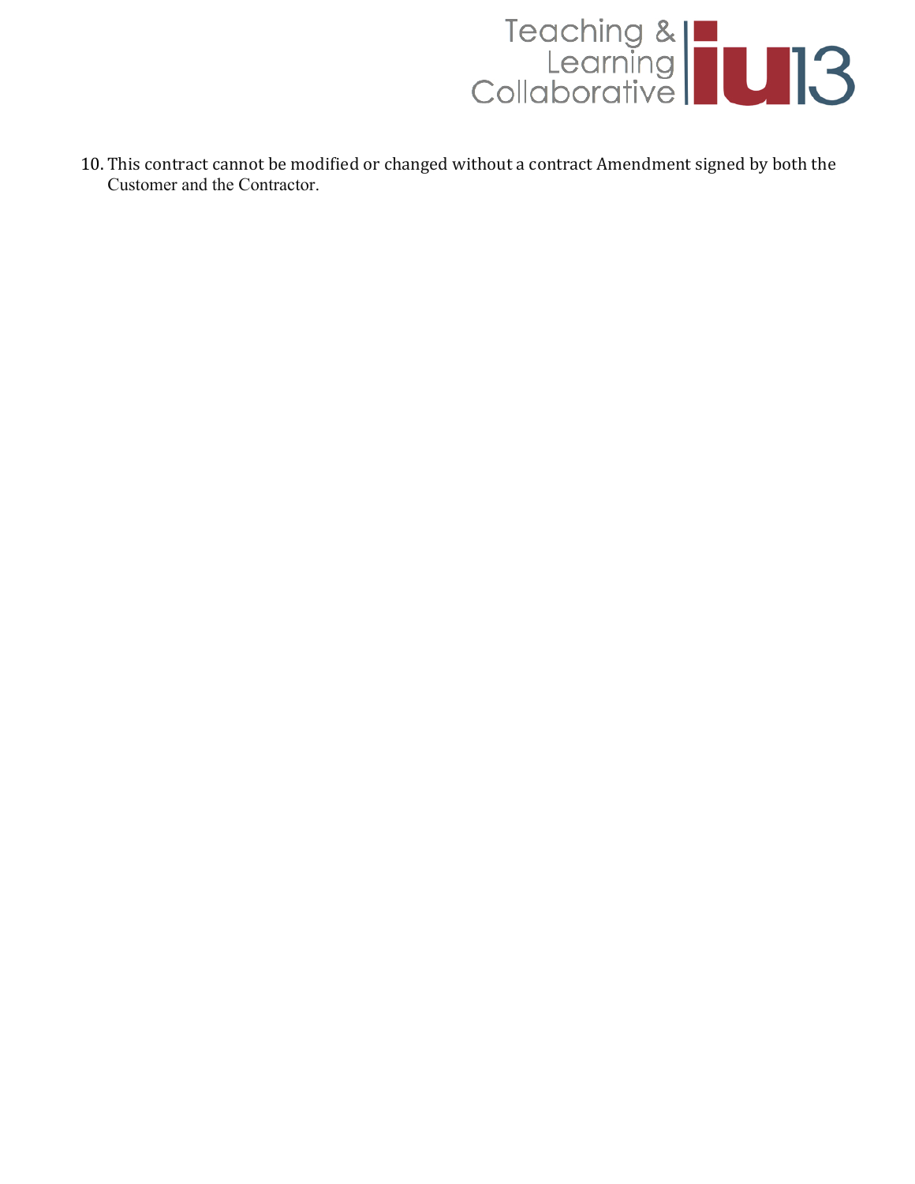10. This contract cannot be modified or changed without a contract Amendment signed by both the Customer and the Contractor.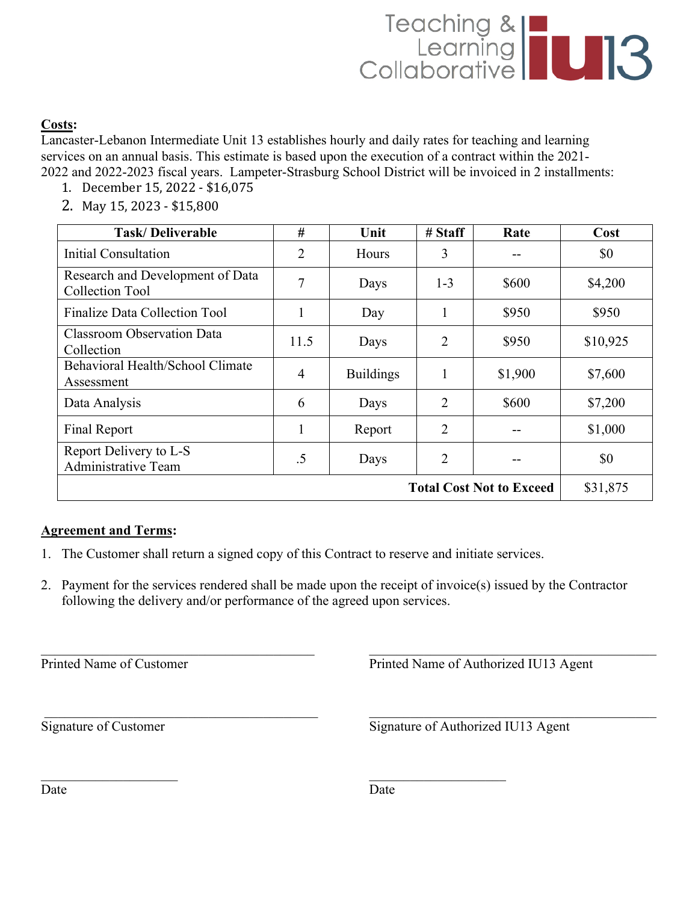**Costs:**
Lancaster-Lebanon Intermediate Unit 13 establishes hourly and daily rates for teaching and learning services on an annual basis. This estimate is based upon the execution of a contract within the 2021-2022 and 2022-2023 fiscal years. Lampeter-Strasburg School District will be invoiced in 2 installments:

1. December 15, 2022 - $16,075
2. May 15, 2023 - $15,800

| Task/ Deliverable | # | Unit | # Staff | Rate | Cost |
|---|---|---|---|---|---|
| Initial Consultation | 2 | Hours | 3 | -- | $0 |
| Research and Development of Data Collection Tool | 7 | Days | 1-3 | $600 | $4,200 |
| Finalize Data Collection Tool | 1 | Day | 1 | $950 | $950 |
| Classroom Observation Data Collection | 11.5 | Days | 2 | $950 | $10,925 |
| Behavioral Health/School Climate Assessment | 4 | Buildings | 1 | $1,900 | $7,600 |
| Data Analysis | 6 | Days | 2 | $600 | $7,200 |
| Final Report | 1 | Report | 2 | -- | $1,000 |
| Report Delivery to L-S Administrative Team | .5 | Days | 2 | -- | $0 |
| | | | | **Total Cost Not to Exceed** | $31,875 |

**Agreement and Terms:**

1. The Customer shall return a signed copy of this Contract to reserve and initiate services.

2. Payment for the services rendered shall be made upon the receipt of invoice(s) issued by the Contractor following the delivery and/or performance of the agreed upon services.

______________________________
Printed Name of Customer

______________________________
Printed Name of Authorized IU13 Agent

______________________________
Signature of Customer

______________________________
Signature of Authorized IU13 Agent

______________
Date

______________
Date